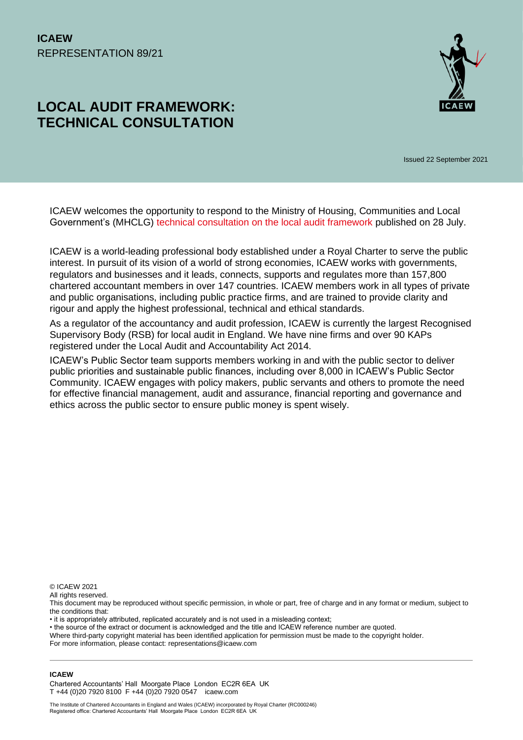**ICAEW**
REPRESENTATION 89/21

# LOCAL AUDIT FRAMEWORK: TECHNICAL CONSULTATION

Issued 22 September 2021

ICAEW welcomes the opportunity to respond to the Ministry of Housing, Communities and Local Government's (MHCLG) technical consultation on the local audit framework published on 28 July.

ICAEW is a world-leading professional body established under a Royal Charter to serve the public interest. In pursuit of its vision of a world of strong economies, ICAEW works with governments, regulators and businesses and it leads, connects, supports and regulates more than 157,800 chartered accountant members in over 147 countries. ICAEW members work in all types of private and public organisations, including public practice firms, and are trained to provide clarity and rigour and apply the highest professional, technical and ethical standards.

As a regulator of the accountancy and audit profession, ICAEW is currently the largest Recognised Supervisory Body (RSB) for local audit in England. We have nine firms and over 90 KAPs registered under the Local Audit and Accountability Act 2014.

ICAEW's Public Sector team supports members working in and with the public sector to deliver public priorities and sustainable public finances, including over 8,000 in ICAEW's Public Sector Community. ICAEW engages with policy makers, public servants and others to promote the need for effective financial management, audit and assurance, financial reporting and governance and ethics across the public sector to ensure public money is spent wisely.

© ICAEW 2021
All rights reserved.
This document may be reproduced without specific permission, in whole or part, free of charge and in any format or medium, subject to the conditions that:
• it is appropriately attributed, replicated accurately and is not used in a misleading context;
• the source of the extract or document is acknowledged and the title and ICAEW reference number are quoted.
Where third-party copyright material has been identified application for permission must be made to the copyright holder.
For more information, please contact: representations@icaew.com

**ICAEW**
Chartered Accountants' Hall Moorgate Place London EC2R 6EA UK
T +44 (0)20 7920 8100 F +44 (0)20 7920 0547 icaew.com

The Institute of Chartered Accountants in England and Wales (ICAEW) incorporated by Royal Charter (RC000246)
Registered office: Chartered Accountants' Hall Moorgate Place London EC2R 6EA UK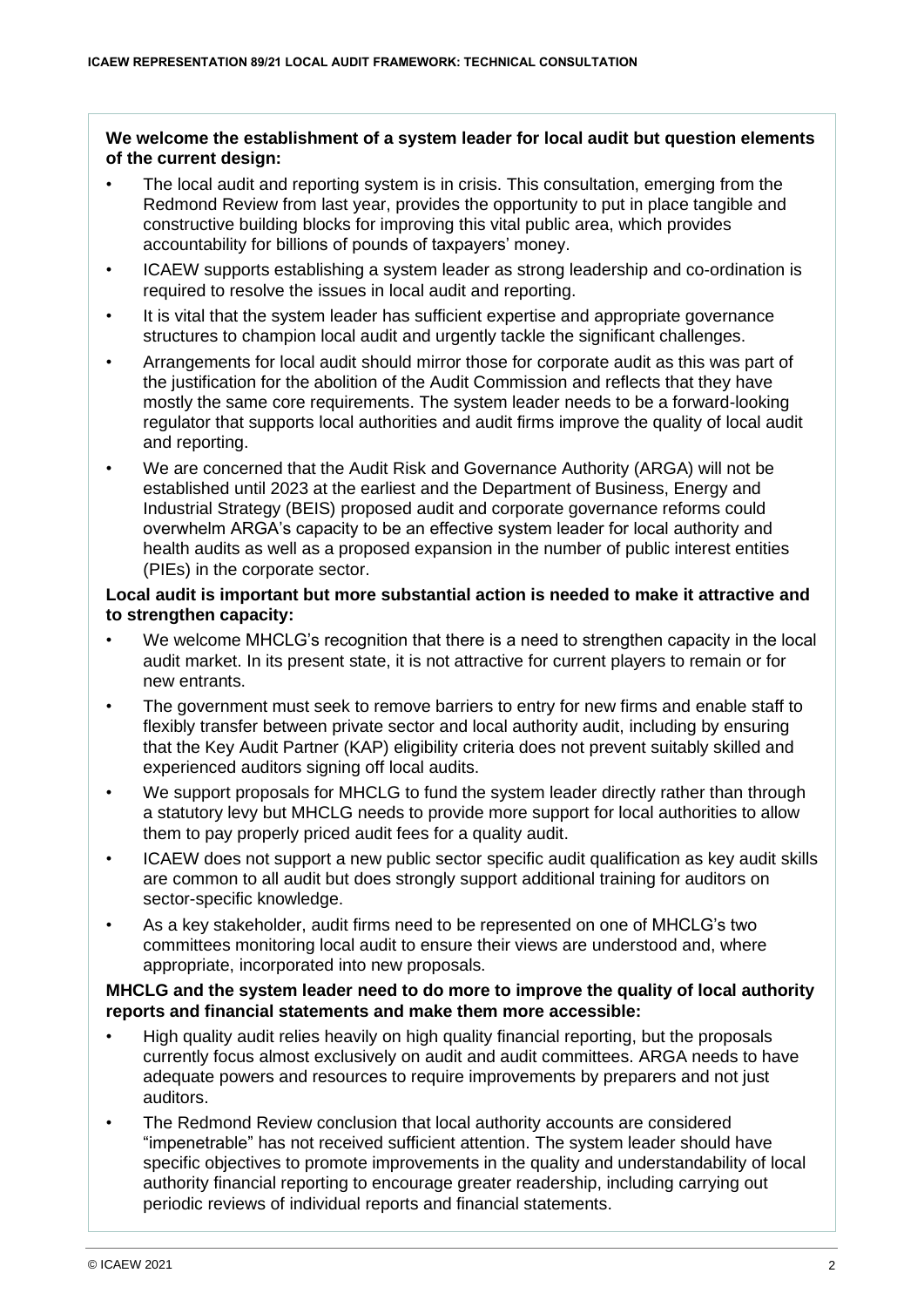**We welcome the establishment of a system leader for local audit but question elements of the current design:**

- The local audit and reporting system is in crisis. This consultation, emerging from the Redmond Review from last year, provides the opportunity to put in place tangible and constructive building blocks for improving this vital public area, which provides accountability for billions of pounds of taxpayers' money.
- ICAEW supports establishing a system leader as strong leadership and co-ordination is required to resolve the issues in local audit and reporting.
- It is vital that the system leader has sufficient expertise and appropriate governance structures to champion local audit and urgently tackle the significant challenges.
- Arrangements for local audit should mirror those for corporate audit as this was part of the justification for the abolition of the Audit Commission and reflects that they have mostly the same core requirements. The system leader needs to be a forward-looking regulator that supports local authorities and audit firms improve the quality of local audit and reporting.
- We are concerned that the Audit Risk and Governance Authority (ARGA) will not be established until 2023 at the earliest and the Department of Business, Energy and Industrial Strategy (BEIS) proposed audit and corporate governance reforms could overwhelm ARGA's capacity to be an effective system leader for local authority and health audits as well as a proposed expansion in the number of public interest entities (PIEs) in the corporate sector.

**Local audit is important but more substantial action is needed to make it attractive and to strengthen capacity:**

- We welcome MHCLG's recognition that there is a need to strengthen capacity in the local audit market. In its present state, it is not attractive for current players to remain or for new entrants.
- The government must seek to remove barriers to entry for new firms and enable staff to flexibly transfer between private sector and local authority audit, including by ensuring that the Key Audit Partner (KAP) eligibility criteria does not prevent suitably skilled and experienced auditors signing off local audits.
- We support proposals for MHCLG to fund the system leader directly rather than through a statutory levy but MHCLG needs to provide more support for local authorities to allow them to pay properly priced audit fees for a quality audit.
- ICAEW does not support a new public sector specific audit qualification as key audit skills are common to all audit but does strongly support additional training for auditors on sector-specific knowledge.
- As a key stakeholder, audit firms need to be represented on one of MHCLG's two committees monitoring local audit to ensure their views are understood and, where appropriate, incorporated into new proposals.

**MHCLG and the system leader need to do more to improve the quality of local authority reports and financial statements and make them more accessible:**

- High quality audit relies heavily on high quality financial reporting, but the proposals currently focus almost exclusively on audit and audit committees. ARGA needs to have adequate powers and resources to require improvements by preparers and not just auditors.
- The Redmond Review conclusion that local authority accounts are considered "impenetrable" has not received sufficient attention. The system leader should have specific objectives to promote improvements in the quality and understandability of local authority financial reporting to encourage greater readership, including carrying out periodic reviews of individual reports and financial statements.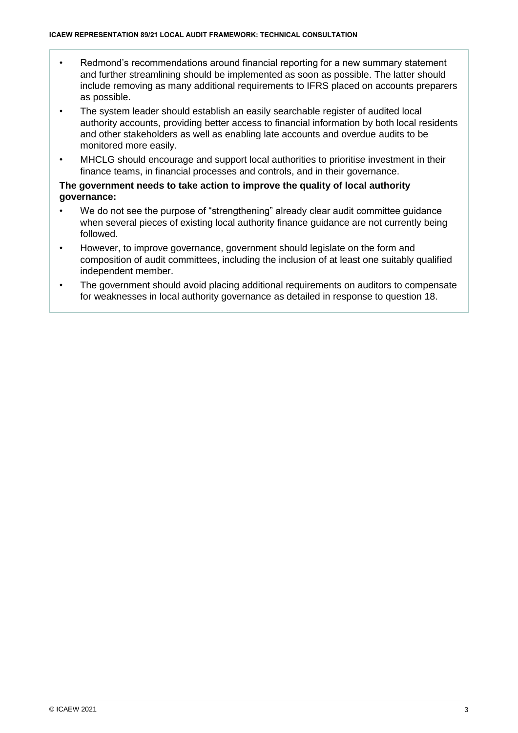- Redmond's recommendations around financial reporting for a new summary statement and further streamlining should be implemented as soon as possible. The latter should include removing as many additional requirements to IFRS placed on accounts preparers as possible.
- The system leader should establish an easily searchable register of audited local authority accounts, providing better access to financial information by both local residents and other stakeholders as well as enabling late accounts and overdue audits to be monitored more easily.
- MHCLG should encourage and support local authorities to prioritise investment in their finance teams, in financial processes and controls, and in their governance.

**The government needs to take action to improve the quality of local authority governance:**

- We do not see the purpose of "strengthening" already clear audit committee guidance when several pieces of existing local authority finance guidance are not currently being followed.
- However, to improve governance, government should legislate on the form and composition of audit committees, including the inclusion of at least one suitably qualified independent member.
- The government should avoid placing additional requirements on auditors to compensate for weaknesses in local authority governance as detailed in response to question 18.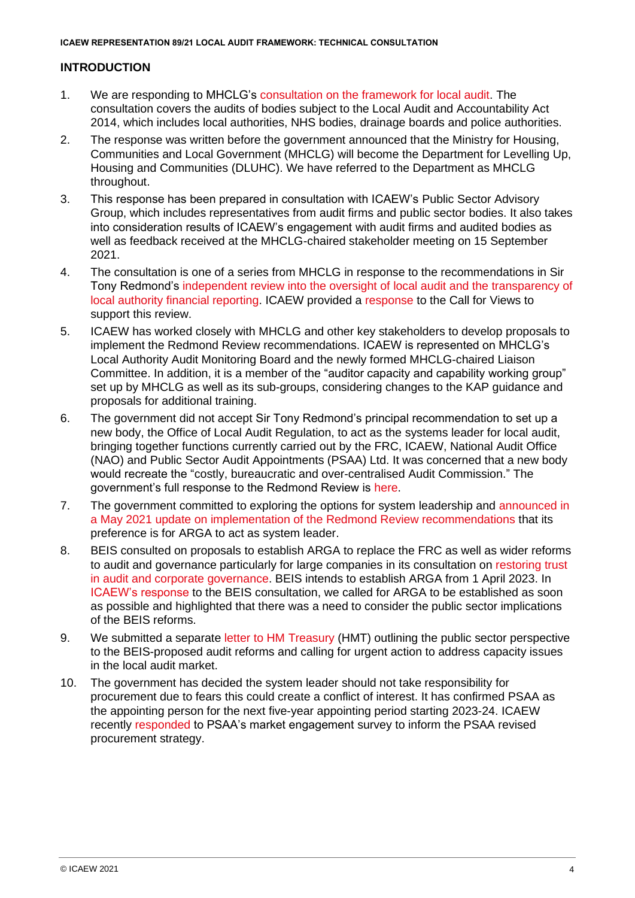## INTRODUCTION

1. We are responding to MHCLG's consultation on the framework for local audit. The consultation covers the audits of bodies subject to the Local Audit and Accountability Act 2014, which includes local authorities, NHS bodies, drainage boards and police authorities.

2. The response was written before the government announced that the Ministry for Housing, Communities and Local Government (MHCLG) will become the Department for Levelling Up, Housing and Communities (DLUHC). We have referred to the Department as MHCLG throughout.

3. This response has been prepared in consultation with ICAEW's Public Sector Advisory Group, which includes representatives from audit firms and public sector bodies. It also takes into consideration results of ICAEW's engagement with audit firms and audited bodies as well as feedback received at the MHCLG-chaired stakeholder meeting on 15 September 2021.

4. The consultation is one of a series from MHCLG in response to the recommendations in Sir Tony Redmond's independent review into the oversight of local audit and the transparency of local authority financial reporting. ICAEW provided a response to the Call for Views to support this review.

5. ICAEW has worked closely with MHCLG and other key stakeholders to develop proposals to implement the Redmond Review recommendations. ICAEW is represented on MHCLG's Local Authority Audit Monitoring Board and the newly formed MHCLG-chaired Liaison Committee. In addition, it is a member of the "auditor capacity and capability working group" set up by MHCLG as well as its sub-groups, considering changes to the KAP guidance and proposals for additional training.

6. The government did not accept Sir Tony Redmond's principal recommendation to set up a new body, the Office of Local Audit Regulation, to act as the systems leader for local audit, bringing together functions currently carried out by the FRC, ICAEW, National Audit Office (NAO) and Public Sector Audit Appointments (PSAA) Ltd. It was concerned that a new body would recreate the "costly, bureaucratic and over-centralised Audit Commission." The government's full response to the Redmond Review is here.

7. The government committed to exploring the options for system leadership and announced in a May 2021 update on implementation of the Redmond Review recommendations that its preference is for ARGA to act as system leader.

8. BEIS consulted on proposals to establish ARGA to replace the FRC as well as wider reforms to audit and governance particularly for large companies in its consultation on restoring trust in audit and corporate governance. BEIS intends to establish ARGA from 1 April 2023. In ICAEW's response to the BEIS consultation, we called for ARGA to be established as soon as possible and highlighted that there was a need to consider the public sector implications of the BEIS reforms.

9. We submitted a separate letter to HM Treasury (HMT) outlining the public sector perspective to the BEIS-proposed audit reforms and calling for urgent action to address capacity issues in the local audit market.

10. The government has decided the system leader should not take responsibility for procurement due to fears this could create a conflict of interest. It has confirmed PSAA as the appointing person for the next five-year appointing period starting 2023-24. ICAEW recently responded to PSAA's market engagement survey to inform the PSAA revised procurement strategy.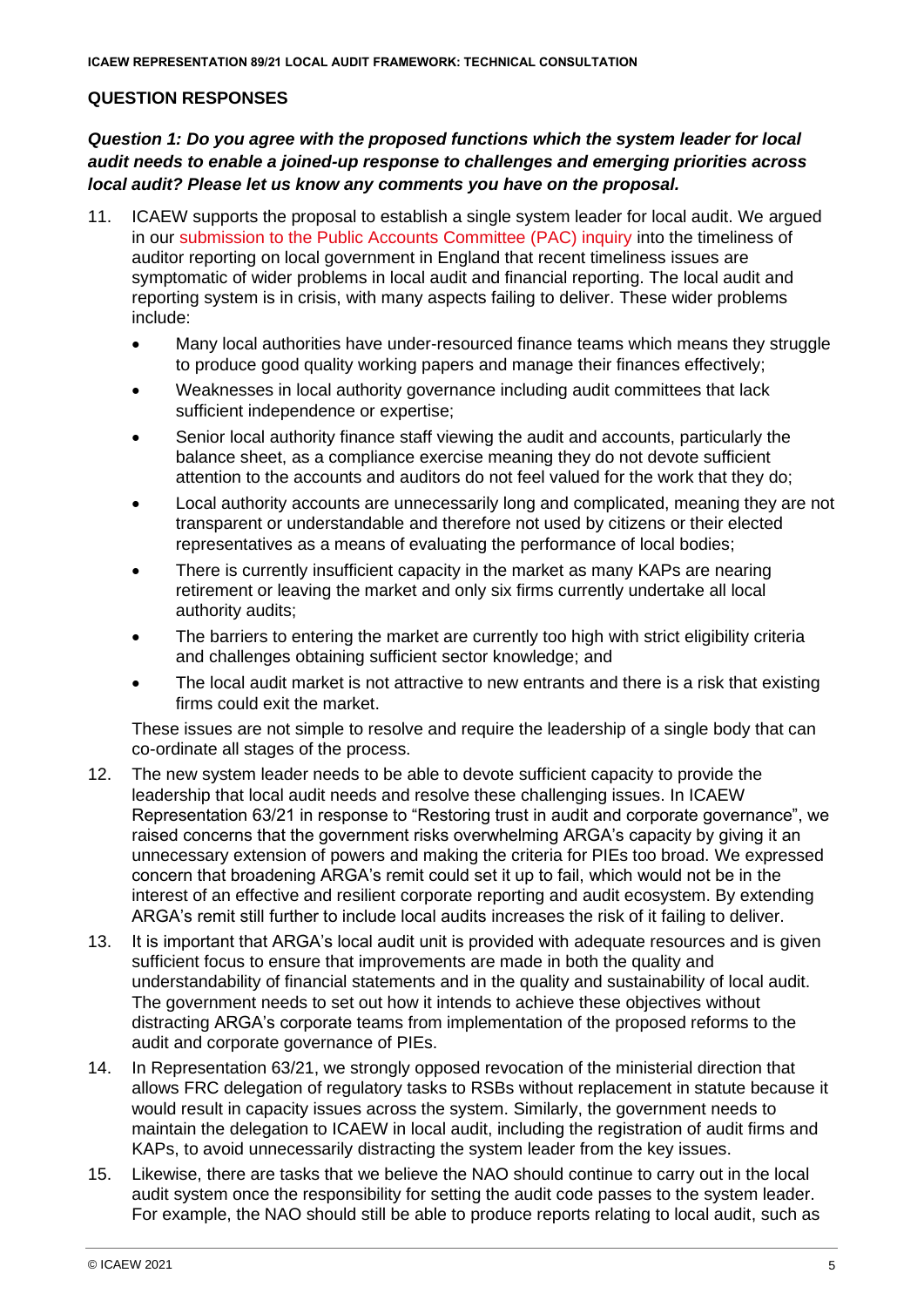## QUESTION RESPONSES

***Question 1: Do you agree with the proposed functions which the system leader for local audit needs to enable a joined-up response to challenges and emerging priorities across local audit? Please let us know any comments you have on the proposal.***

11. ICAEW supports the proposal to establish a single system leader for local audit. We argued in our submission to the Public Accounts Committee (PAC) inquiry into the timeliness of auditor reporting on local government in England that recent timeliness issues are symptomatic of wider problems in local audit and financial reporting. The local audit and reporting system is in crisis, with many aspects failing to deliver. These wider problems include:
    - Many local authorities have under-resourced finance teams which means they struggle to produce good quality working papers and manage their finances effectively;
    - Weaknesses in local authority governance including audit committees that lack sufficient independence or expertise;
    - Senior local authority finance staff viewing the audit and accounts, particularly the balance sheet, as a compliance exercise meaning they do not devote sufficient attention to the accounts and auditors do not feel valued for the work that they do;
    - Local authority accounts are unnecessarily long and complicated, meaning they are not transparent or understandable and therefore not used by citizens or their elected representatives as a means of evaluating the performance of local bodies;
    - There is currently insufficient capacity in the market as many KAPs are nearing retirement or leaving the market and only six firms currently undertake all local authority audits;
    - The barriers to entering the market are currently too high with strict eligibility criteria and challenges obtaining sufficient sector knowledge; and
    - The local audit market is not attractive to new entrants and there is a risk that existing firms could exit the market.

    These issues are not simple to resolve and require the leadership of a single body that can co-ordinate all stages of the process.

12. The new system leader needs to be able to devote sufficient capacity to provide the leadership that local audit needs and resolve these challenging issues. In ICAEW Representation 63/21 in response to "Restoring trust in audit and corporate governance", we raised concerns that the government risks overwhelming ARGA's capacity by giving it an unnecessary extension of powers and making the criteria for PIEs too broad. We expressed concern that broadening ARGA's remit could set it up to fail, which would not be in the interest of an effective and resilient corporate reporting and audit ecosystem. By extending ARGA's remit still further to include local audits increases the risk of it failing to deliver.

13. It is important that ARGA's local audit unit is provided with adequate resources and is given sufficient focus to ensure that improvements are made in both the quality and understandability of financial statements and in the quality and sustainability of local audit. The government needs to set out how it intends to achieve these objectives without distracting ARGA's corporate teams from implementation of the proposed reforms to the audit and corporate governance of PIEs.

14. In Representation 63/21, we strongly opposed revocation of the ministerial direction that allows FRC delegation of regulatory tasks to RSBs without replacement in statute because it would result in capacity issues across the system. Similarly, the government needs to maintain the delegation to ICAEW in local audit, including the registration of audit firms and KAPs, to avoid unnecessarily distracting the system leader from the key issues.

15. Likewise, there are tasks that we believe the NAO should continue to carry out in the local audit system once the responsibility for setting the audit code passes to the system leader. For example, the NAO should still be able to produce reports relating to local audit, such as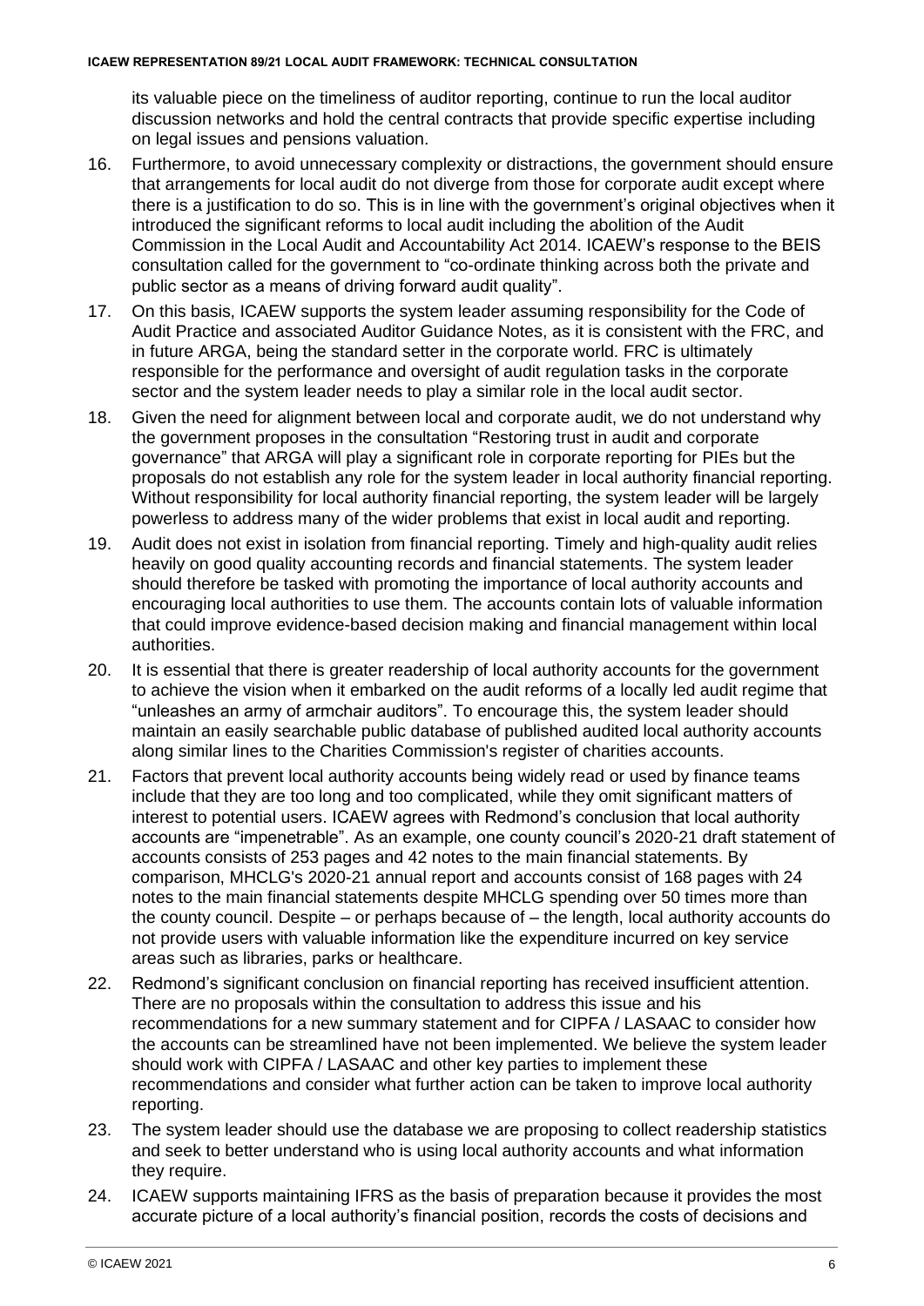its valuable piece on the timeliness of auditor reporting, continue to run the local auditor discussion networks and hold the central contracts that provide specific expertise including on legal issues and pensions valuation.

16. Furthermore, to avoid unnecessary complexity or distractions, the government should ensure that arrangements for local audit do not diverge from those for corporate audit except where there is a justification to do so. This is in line with the government's original objectives when it introduced the significant reforms to local audit including the abolition of the Audit Commission in the Local Audit and Accountability Act 2014. ICAEW's response to the BEIS consultation called for the government to "co-ordinate thinking across both the private and public sector as a means of driving forward audit quality".
17. On this basis, ICAEW supports the system leader assuming responsibility for the Code of Audit Practice and associated Auditor Guidance Notes, as it is consistent with the FRC, and in future ARGA, being the standard setter in the corporate world. FRC is ultimately responsible for the performance and oversight of audit regulation tasks in the corporate sector and the system leader needs to play a similar role in the local audit sector.
18. Given the need for alignment between local and corporate audit, we do not understand why the government proposes in the consultation "Restoring trust in audit and corporate governance" that ARGA will play a significant role in corporate reporting for PIEs but the proposals do not establish any role for the system leader in local authority financial reporting. Without responsibility for local authority financial reporting, the system leader will be largely powerless to address many of the wider problems that exist in local audit and reporting.
19. Audit does not exist in isolation from financial reporting. Timely and high-quality audit relies heavily on good quality accounting records and financial statements. The system leader should therefore be tasked with promoting the importance of local authority accounts and encouraging local authorities to use them. The accounts contain lots of valuable information that could improve evidence-based decision making and financial management within local authorities.
20. It is essential that there is greater readership of local authority accounts for the government to achieve the vision when it embarked on the audit reforms of a locally led audit regime that "unleashes an army of armchair auditors". To encourage this, the system leader should maintain an easily searchable public database of published audited local authority accounts along similar lines to the Charities Commission's register of charities accounts.
21. Factors that prevent local authority accounts being widely read or used by finance teams include that they are too long and too complicated, while they omit significant matters of interest to potential users. ICAEW agrees with Redmond's conclusion that local authority accounts are "impenetrable". As an example, one county council's 2020-21 draft statement of accounts consists of 253 pages and 42 notes to the main financial statements. By comparison, MHCLG's 2020-21 annual report and accounts consist of 168 pages with 24 notes to the main financial statements despite MHCLG spending over 50 times more than the county council. Despite – or perhaps because of – the length, local authority accounts do not provide users with valuable information like the expenditure incurred on key service areas such as libraries, parks or healthcare.
22. Redmond's significant conclusion on financial reporting has received insufficient attention. There are no proposals within the consultation to address this issue and his recommendations for a new summary statement and for CIPFA / LASAAC to consider how the accounts can be streamlined have not been implemented. We believe the system leader should work with CIPFA / LASAAC and other key parties to implement these recommendations and consider what further action can be taken to improve local authority reporting.
23. The system leader should use the database we are proposing to collect readership statistics and seek to better understand who is using local authority accounts and what information they require.
24. ICAEW supports maintaining IFRS as the basis of preparation because it provides the most accurate picture of a local authority's financial position, records the costs of decisions and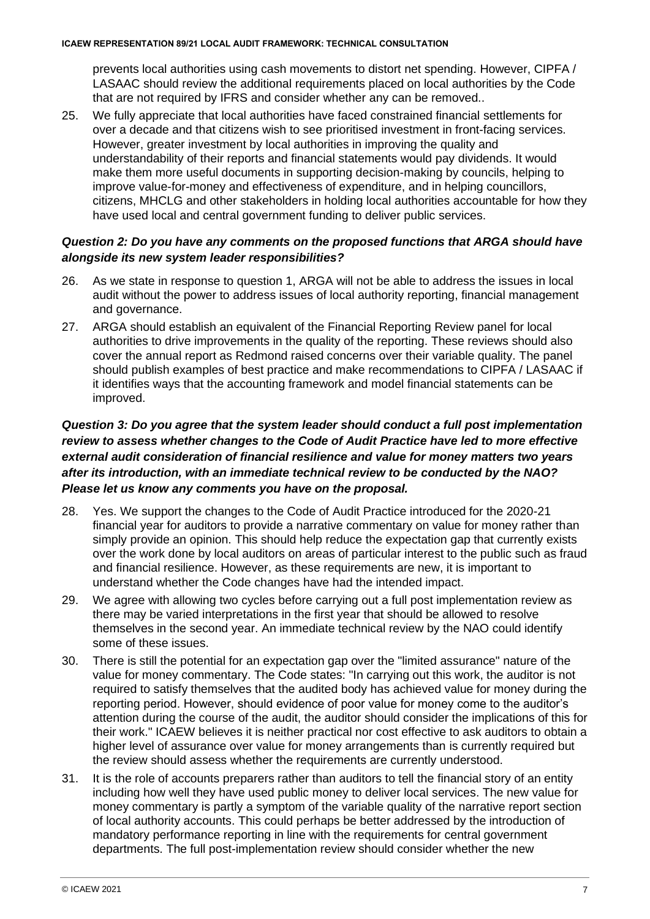prevents local authorities using cash movements to distort net spending. However, CIPFA / LASAAC should review the additional requirements placed on local authorities by the Code that are not required by IFRS and consider whether any can be removed..

25. We fully appreciate that local authorities have faced constrained financial settlements for over a decade and that citizens wish to see prioritised investment in front-facing services. However, greater investment by local authorities in improving the quality and understandability of their reports and financial statements would pay dividends. It would make them more useful documents in supporting decision-making by councils, helping to improve value-for-money and effectiveness of expenditure, and in helping councillors, citizens, MHCLG and other stakeholders in holding local authorities accountable for how they have used local and central government funding to deliver public services.

***Question 2: Do you have any comments on the proposed functions that ARGA should have alongside its new system leader responsibilities?***

26. As we state in response to question 1, ARGA will not be able to address the issues in local audit without the power to address issues of local authority reporting, financial management and governance.

27. ARGA should establish an equivalent of the Financial Reporting Review panel for local authorities to drive improvements in the quality of the reporting. These reviews should also cover the annual report as Redmond raised concerns over their variable quality. The panel should publish examples of best practice and make recommendations to CIPFA / LASAAC if it identifies ways that the accounting framework and model financial statements can be improved.

***Question 3: Do you agree that the system leader should conduct a full post implementation review to assess whether changes to the Code of Audit Practice have led to more effective external audit consideration of financial resilience and value for money matters two years after its introduction, with an immediate technical review to be conducted by the NAO? Please let us know any comments you have on the proposal.***

28. Yes. We support the changes to the Code of Audit Practice introduced for the 2020-21 financial year for auditors to provide a narrative commentary on value for money rather than simply provide an opinion. This should help reduce the expectation gap that currently exists over the work done by local auditors on areas of particular interest to the public such as fraud and financial resilience. However, as these requirements are new, it is important to understand whether the Code changes have had the intended impact.

29. We agree with allowing two cycles before carrying out a full post implementation review as there may be varied interpretations in the first year that should be allowed to resolve themselves in the second year. An immediate technical review by the NAO could identify some of these issues.

30. There is still the potential for an expectation gap over the "limited assurance" nature of the value for money commentary. The Code states: "In carrying out this work, the auditor is not required to satisfy themselves that the audited body has achieved value for money during the reporting period. However, should evidence of poor value for money come to the auditor's attention during the course of the audit, the auditor should consider the implications of this for their work." ICAEW believes it is neither practical nor cost effective to ask auditors to obtain a higher level of assurance over value for money arrangements than is currently required but the review should assess whether the requirements are currently understood.

31. It is the role of accounts preparers rather than auditors to tell the financial story of an entity including how well they have used public money to deliver local services. The new value for money commentary is partly a symptom of the variable quality of the narrative report section of local authority accounts. This could perhaps be better addressed by the introduction of mandatory performance reporting in line with the requirements for central government departments. The full post-implementation review should consider whether the new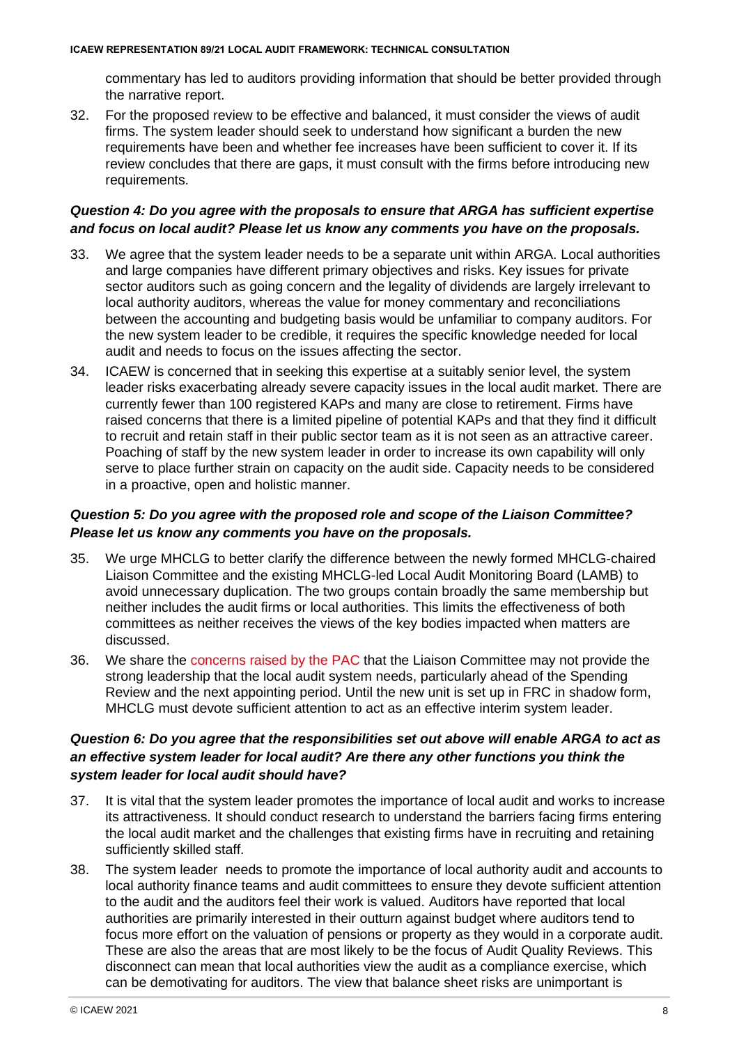commentary has led to auditors providing information that should be better provided through the narrative report.

32. For the proposed review to be effective and balanced, it must consider the views of audit firms. The system leader should seek to understand how significant a burden the new requirements have been and whether fee increases have been sufficient to cover it. If its review concludes that there are gaps, it must consult with the firms before introducing new requirements.

***Question 4: Do you agree with the proposals to ensure that ARGA has sufficient expertise and focus on local audit? Please let us know any comments you have on the proposals.***

33. We agree that the system leader needs to be a separate unit within ARGA. Local authorities and large companies have different primary objectives and risks. Key issues for private sector auditors such as going concern and the legality of dividends are largely irrelevant to local authority auditors, whereas the value for money commentary and reconciliations between the accounting and budgeting basis would be unfamiliar to company auditors. For the new system leader to be credible, it requires the specific knowledge needed for local audit and needs to focus on the issues affecting the sector.

34. ICAEW is concerned that in seeking this expertise at a suitably senior level, the system leader risks exacerbating already severe capacity issues in the local audit market. There are currently fewer than 100 registered KAPs and many are close to retirement. Firms have raised concerns that there is a limited pipeline of potential KAPs and that they find it difficult to recruit and retain staff in their public sector team as it is not seen as an attractive career. Poaching of staff by the new system leader in order to increase its own capability will only serve to place further strain on capacity on the audit side. Capacity needs to be considered in a proactive, open and holistic manner.

***Question 5: Do you agree with the proposed role and scope of the Liaison Committee? Please let us know any comments you have on the proposals.***

35. We urge MHCLG to better clarify the difference between the newly formed MHCLG-chaired Liaison Committee and the existing MHCLG-led Local Audit Monitoring Board (LAMB) to avoid unnecessary duplication. The two groups contain broadly the same membership but neither includes the audit firms or local authorities. This limits the effectiveness of both committees as neither receives the views of the key bodies impacted when matters are discussed.

36. We share the concerns raised by the PAC that the Liaison Committee may not provide the strong leadership that the local audit system needs, particularly ahead of the Spending Review and the next appointing period. Until the new unit is set up in FRC in shadow form, MHCLG must devote sufficient attention to act as an effective interim system leader.

***Question 6: Do you agree that the responsibilities set out above will enable ARGA to act as an effective system leader for local audit? Are there any other functions you think the system leader for local audit should have?***

37. It is vital that the system leader promotes the importance of local audit and works to increase its attractiveness. It should conduct research to understand the barriers facing firms entering the local audit market and the challenges that existing firms have in recruiting and retaining sufficiently skilled staff.

38. The system leader needs to promote the importance of local authority audit and accounts to local authority finance teams and audit committees to ensure they devote sufficient attention to the audit and the auditors feel their work is valued. Auditors have reported that local authorities are primarily interested in their outturn against budget where auditors tend to focus more effort on the valuation of pensions or property as they would in a corporate audit. These are also the areas that are most likely to be the focus of Audit Quality Reviews. This disconnect can mean that local authorities view the audit as a compliance exercise, which can be demotivating for auditors. The view that balance sheet risks are unimportant is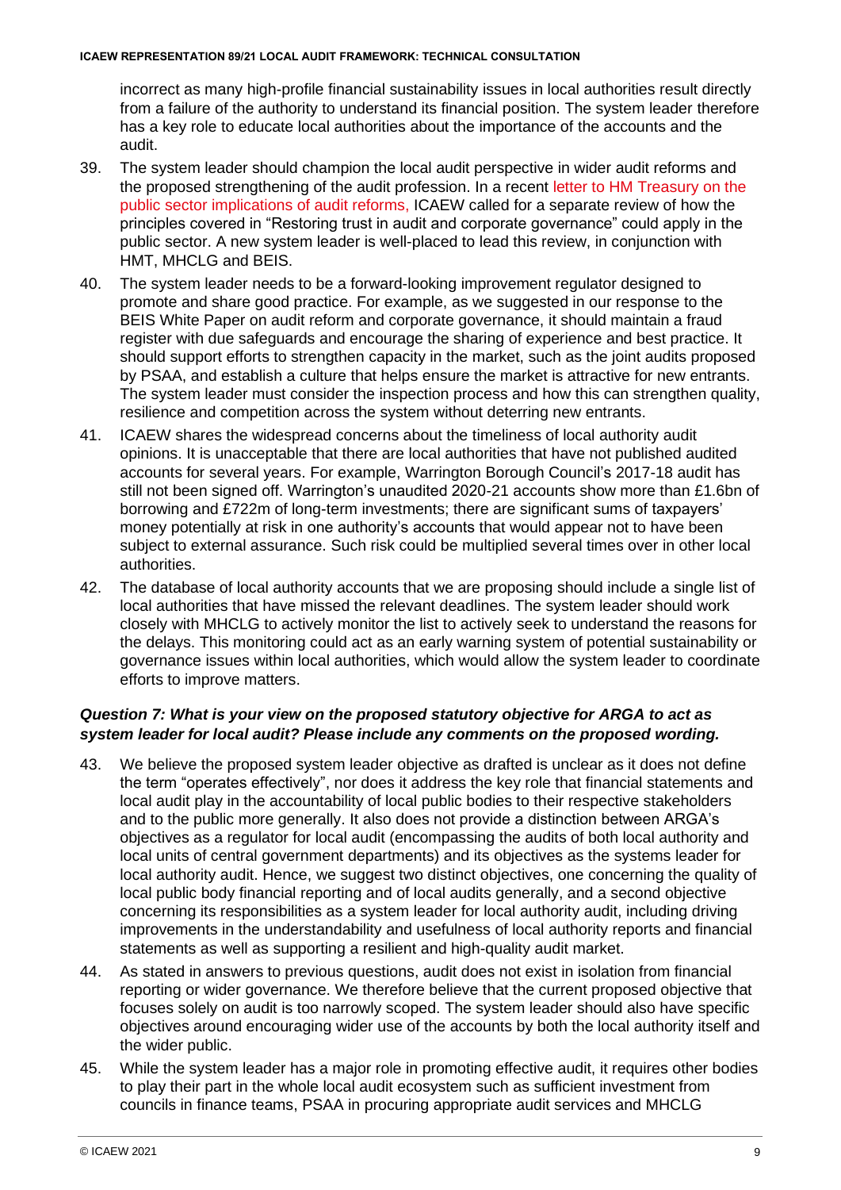incorrect as many high-profile financial sustainability issues in local authorities result directly from a failure of the authority to understand its financial position. The system leader therefore has a key role to educate local authorities about the importance of the accounts and the audit.

39. The system leader should champion the local audit perspective in wider audit reforms and the proposed strengthening of the audit profession. In a recent letter to HM Treasury on the public sector implications of audit reforms, ICAEW called for a separate review of how the principles covered in "Restoring trust in audit and corporate governance" could apply in the public sector. A new system leader is well-placed to lead this review, in conjunction with HMT, MHCLG and BEIS.

40. The system leader needs to be a forward-looking improvement regulator designed to promote and share good practice. For example, as we suggested in our response to the BEIS White Paper on audit reform and corporate governance, it should maintain a fraud register with due safeguards and encourage the sharing of experience and best practice. It should support efforts to strengthen capacity in the market, such as the joint audits proposed by PSAA, and establish a culture that helps ensure the market is attractive for new entrants. The system leader must consider the inspection process and how this can strengthen quality, resilience and competition across the system without deterring new entrants.

41. ICAEW shares the widespread concerns about the timeliness of local authority audit opinions. It is unacceptable that there are local authorities that have not published audited accounts for several years. For example, Warrington Borough Council's 2017-18 audit has still not been signed off. Warrington's unaudited 2020-21 accounts show more than £1.6bn of borrowing and £722m of long-term investments; there are significant sums of taxpayers' money potentially at risk in one authority's accounts that would appear not to have been subject to external assurance. Such risk could be multiplied several times over in other local authorities.

42. The database of local authority accounts that we are proposing should include a single list of local authorities that have missed the relevant deadlines. The system leader should work closely with MHCLG to actively monitor the list to actively seek to understand the reasons for the delays. This monitoring could act as an early warning system of potential sustainability or governance issues within local authorities, which would allow the system leader to coordinate efforts to improve matters.

### *Question 7: What is your view on the proposed statutory objective for ARGA to act as system leader for local audit? Please include any comments on the proposed wording.*

43. We believe the proposed system leader objective as drafted is unclear as it does not define the term "operates effectively", nor does it address the key role that financial statements and local audit play in the accountability of local public bodies to their respective stakeholders and to the public more generally. It also does not provide a distinction between ARGA's objectives as a regulator for local audit (encompassing the audits of both local authority and local units of central government departments) and its objectives as the systems leader for local authority audit. Hence, we suggest two distinct objectives, one concerning the quality of local public body financial reporting and of local audits generally, and a second objective concerning its responsibilities as a system leader for local authority audit, including driving improvements in the understandability and usefulness of local authority reports and financial statements as well as supporting a resilient and high-quality audit market.

44. As stated in answers to previous questions, audit does not exist in isolation from financial reporting or wider governance. We therefore believe that the current proposed objective that focuses solely on audit is too narrowly scoped. The system leader should also have specific objectives around encouraging wider use of the accounts by both the local authority itself and the wider public.

45. While the system leader has a major role in promoting effective audit, it requires other bodies to play their part in the whole local audit ecosystem such as sufficient investment from councils in finance teams, PSAA in procuring appropriate audit services and MHCLG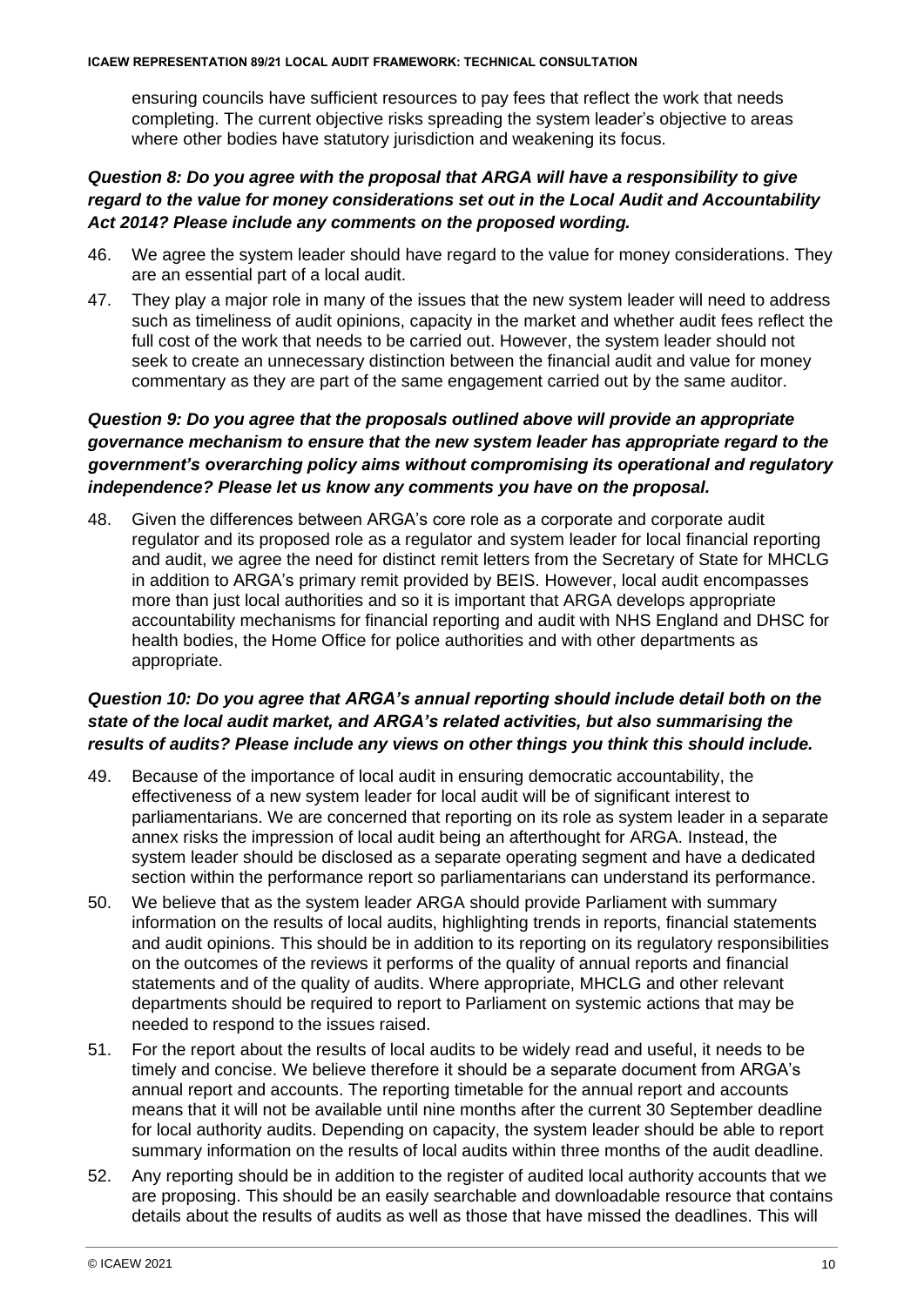ensuring councils have sufficient resources to pay fees that reflect the work that needs completing. The current objective risks spreading the system leader's objective to areas where other bodies have statutory jurisdiction and weakening its focus.

***Question 8: Do you agree with the proposal that ARGA will have a responsibility to give regard to the value for money considerations set out in the Local Audit and Accountability Act 2014? Please include any comments on the proposed wording.***

46. We agree the system leader should have regard to the value for money considerations. They are an essential part of a local audit.
47. They play a major role in many of the issues that the new system leader will need to address such as timeliness of audit opinions, capacity in the market and whether audit fees reflect the full cost of the work that needs to be carried out. However, the system leader should not seek to create an unnecessary distinction between the financial audit and value for money commentary as they are part of the same engagement carried out by the same auditor.

***Question 9: Do you agree that the proposals outlined above will provide an appropriate governance mechanism to ensure that the new system leader has appropriate regard to the government's overarching policy aims without compromising its operational and regulatory independence? Please let us know any comments you have on the proposal.***

48. Given the differences between ARGA's core role as a corporate and corporate audit regulator and its proposed role as a regulator and system leader for local financial reporting and audit, we agree the need for distinct remit letters from the Secretary of State for MHCLG in addition to ARGA's primary remit provided by BEIS. However, local audit encompasses more than just local authorities and so it is important that ARGA develops appropriate accountability mechanisms for financial reporting and audit with NHS England and DHSC for health bodies, the Home Office for police authorities and with other departments as appropriate.

***Question 10: Do you agree that ARGA's annual reporting should include detail both on the state of the local audit market, and ARGA's related activities, but also summarising the results of audits? Please include any views on other things you think this should include.***

49. Because of the importance of local audit in ensuring democratic accountability, the effectiveness of a new system leader for local audit will be of significant interest to parliamentarians. We are concerned that reporting on its role as system leader in a separate annex risks the impression of local audit being an afterthought for ARGA. Instead, the system leader should be disclosed as a separate operating segment and have a dedicated section within the performance report so parliamentarians can understand its performance.
50. We believe that as the system leader ARGA should provide Parliament with summary information on the results of local audits, highlighting trends in reports, financial statements and audit opinions. This should be in addition to its reporting on its regulatory responsibilities on the outcomes of the reviews it performs of the quality of annual reports and financial statements and of the quality of audits. Where appropriate, MHCLG and other relevant departments should be required to report to Parliament on systemic actions that may be needed to respond to the issues raised.
51. For the report about the results of local audits to be widely read and useful, it needs to be timely and concise. We believe therefore it should be a separate document from ARGA's annual report and accounts. The reporting timetable for the annual report and accounts means that it will not be available until nine months after the current 30 September deadline for local authority audits. Depending on capacity, the system leader should be able to report summary information on the results of local audits within three months of the audit deadline.
52. Any reporting should be in addition to the register of audited local authority accounts that we are proposing. This should be an easily searchable and downloadable resource that contains details about the results of audits as well as those that have missed the deadlines. This will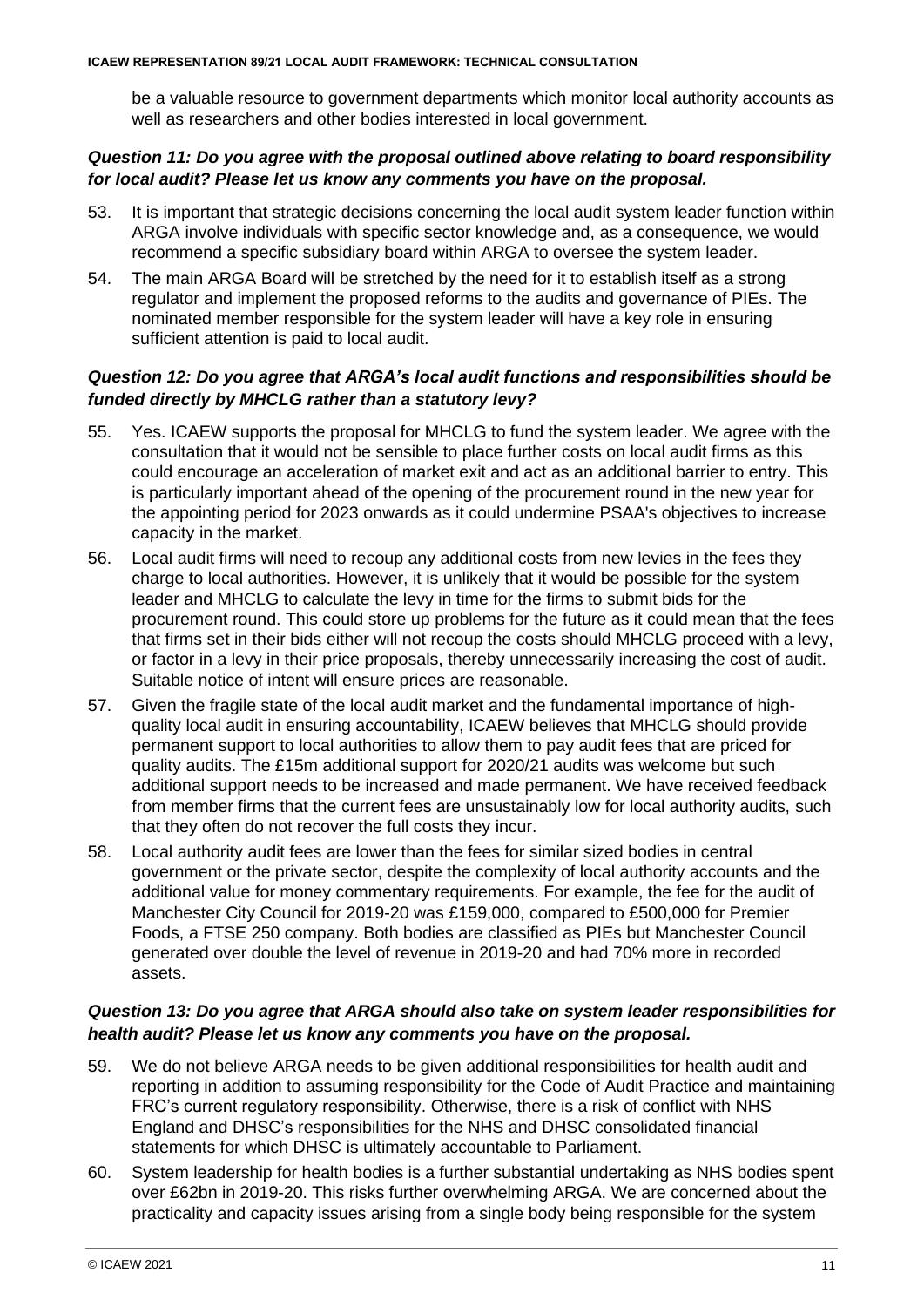be a valuable resource to government departments which monitor local authority accounts as well as researchers and other bodies interested in local government.

### *Question 11: Do you agree with the proposal outlined above relating to board responsibility for local audit? Please let us know any comments you have on the proposal.*

53. It is important that strategic decisions concerning the local audit system leader function within ARGA involve individuals with specific sector knowledge and, as a consequence, we would recommend a specific subsidiary board within ARGA to oversee the system leader.
54. The main ARGA Board will be stretched by the need for it to establish itself as a strong regulator and implement the proposed reforms to the audits and governance of PIEs. The nominated member responsible for the system leader will have a key role in ensuring sufficient attention is paid to local audit.

### *Question 12: Do you agree that ARGA's local audit functions and responsibilities should be funded directly by MHCLG rather than a statutory levy?*

55. Yes. ICAEW supports the proposal for MHCLG to fund the system leader. We agree with the consultation that it would not be sensible to place further costs on local audit firms as this could encourage an acceleration of market exit and act as an additional barrier to entry. This is particularly important ahead of the opening of the procurement round in the new year for the appointing period for 2023 onwards as it could undermine PSAA's objectives to increase capacity in the market.
56. Local audit firms will need to recoup any additional costs from new levies in the fees they charge to local authorities. However, it is unlikely that it would be possible for the system leader and MHCLG to calculate the levy in time for the firms to submit bids for the procurement round. This could store up problems for the future as it could mean that the fees that firms set in their bids either will not recoup the costs should MHCLG proceed with a levy, or factor in a levy in their price proposals, thereby unnecessarily increasing the cost of audit. Suitable notice of intent will ensure prices are reasonable.
57. Given the fragile state of the local audit market and the fundamental importance of high-quality local audit in ensuring accountability, ICAEW believes that MHCLG should provide permanent support to local authorities to allow them to pay audit fees that are priced for quality audits. The £15m additional support for 2020/21 audits was welcome but such additional support needs to be increased and made permanent. We have received feedback from member firms that the current fees are unsustainably low for local authority audits, such that they often do not recover the full costs they incur.
58. Local authority audit fees are lower than the fees for similar sized bodies in central government or the private sector, despite the complexity of local authority accounts and the additional value for money commentary requirements. For example, the fee for the audit of Manchester City Council for 2019-20 was £159,000, compared to £500,000 for Premier Foods, a FTSE 250 company. Both bodies are classified as PIEs but Manchester Council generated over double the level of revenue in 2019-20 and had 70% more in recorded assets.

### *Question 13: Do you agree that ARGA should also take on system leader responsibilities for health audit? Please let us know any comments you have on the proposal.*

59. We do not believe ARGA needs to be given additional responsibilities for health audit and reporting in addition to assuming responsibility for the Code of Audit Practice and maintaining FRC's current regulatory responsibility. Otherwise, there is a risk of conflict with NHS England and DHSC's responsibilities for the NHS and DHSC consolidated financial statements for which DHSC is ultimately accountable to Parliament.
60. System leadership for health bodies is a further substantial undertaking as NHS bodies spent over £62bn in 2019-20. This risks further overwhelming ARGA. We are concerned about the practicality and capacity issues arising from a single body being responsible for the system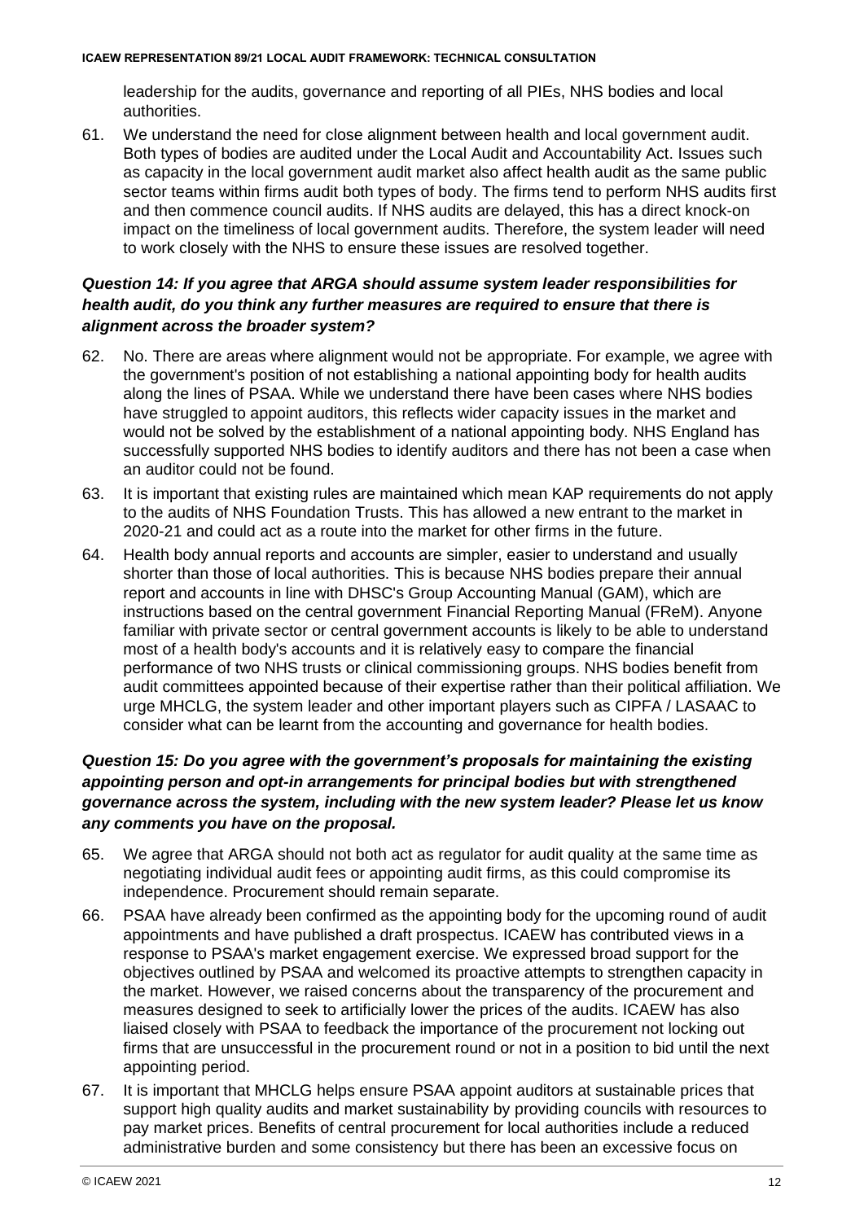leadership for the audits, governance and reporting of all PIEs, NHS bodies and local authorities.

61. We understand the need for close alignment between health and local government audit. Both types of bodies are audited under the Local Audit and Accountability Act. Issues such as capacity in the local government audit market also affect health audit as the same public sector teams within firms audit both types of body. The firms tend to perform NHS audits first and then commence council audits. If NHS audits are delayed, this has a direct knock-on impact on the timeliness of local government audits. Therefore, the system leader will need to work closely with the NHS to ensure these issues are resolved together.

***Question 14: If you agree that ARGA should assume system leader responsibilities for health audit, do you think any further measures are required to ensure that there is alignment across the broader system?***

62. No. There are areas where alignment would not be appropriate. For example, we agree with the government's position of not establishing a national appointing body for health audits along the lines of PSAA. While we understand there have been cases where NHS bodies have struggled to appoint auditors, this reflects wider capacity issues in the market and would not be solved by the establishment of a national appointing body. NHS England has successfully supported NHS bodies to identify auditors and there has not been a case when an auditor could not be found.

63. It is important that existing rules are maintained which mean KAP requirements do not apply to the audits of NHS Foundation Trusts. This has allowed a new entrant to the market in 2020-21 and could act as a route into the market for other firms in the future.

64. Health body annual reports and accounts are simpler, easier to understand and usually shorter than those of local authorities. This is because NHS bodies prepare their annual report and accounts in line with DHSC's Group Accounting Manual (GAM), which are instructions based on the central government Financial Reporting Manual (FReM). Anyone familiar with private sector or central government accounts is likely to be able to understand most of a health body's accounts and it is relatively easy to compare the financial performance of two NHS trusts or clinical commissioning groups. NHS bodies benefit from audit committees appointed because of their expertise rather than their political affiliation. We urge MHCLG, the system leader and other important players such as CIPFA / LASAAC to consider what can be learnt from the accounting and governance for health bodies.

***Question 15: Do you agree with the government's proposals for maintaining the existing appointing person and opt-in arrangements for principal bodies but with strengthened governance across the system, including with the new system leader? Please let us know any comments you have on the proposal.***

65. We agree that ARGA should not both act as regulator for audit quality at the same time as negotiating individual audit fees or appointing audit firms, as this could compromise its independence. Procurement should remain separate.

66. PSAA have already been confirmed as the appointing body for the upcoming round of audit appointments and have published a draft prospectus. ICAEW has contributed views in a response to PSAA's market engagement exercise. We expressed broad support for the objectives outlined by PSAA and welcomed its proactive attempts to strengthen capacity in the market. However, we raised concerns about the transparency of the procurement and measures designed to seek to artificially lower the prices of the audits. ICAEW has also liaised closely with PSAA to feedback the importance of the procurement not locking out firms that are unsuccessful in the procurement round or not in a position to bid until the next appointing period.

67. It is important that MHCLG helps ensure PSAA appoint auditors at sustainable prices that support high quality audits and market sustainability by providing councils with resources to pay market prices. Benefits of central procurement for local authorities include a reduced administrative burden and some consistency but there has been an excessive focus on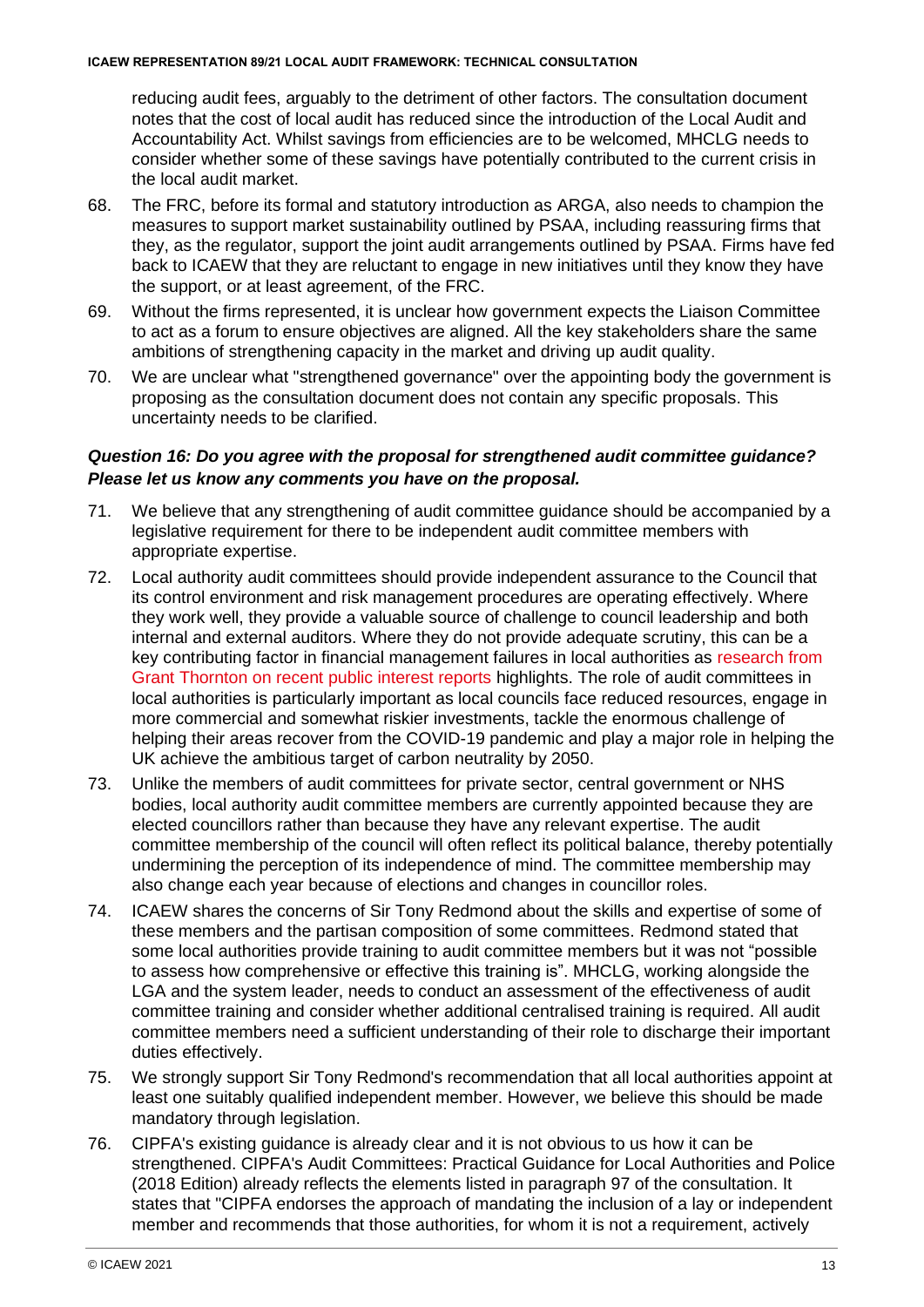reducing audit fees, arguably to the detriment of other factors. The consultation document notes that the cost of local audit has reduced since the introduction of the Local Audit and Accountability Act. Whilst savings from efficiencies are to be welcomed, MHCLG needs to consider whether some of these savings have potentially contributed to the current crisis in the local audit market.

68. The FRC, before its formal and statutory introduction as ARGA, also needs to champion the measures to support market sustainability outlined by PSAA, including reassuring firms that they, as the regulator, support the joint audit arrangements outlined by PSAA. Firms have fed back to ICAEW that they are reluctant to engage in new initiatives until they know they have the support, or at least agreement, of the FRC.
69. Without the firms represented, it is unclear how government expects the Liaison Committee to act as a forum to ensure objectives are aligned. All the key stakeholders share the same ambitions of strengthening capacity in the market and driving up audit quality.
70. We are unclear what "strengthened governance" over the appointing body the government is proposing as the consultation document does not contain any specific proposals. This uncertainty needs to be clarified.

### *Question 16: Do you agree with the proposal for strengthened audit committee guidance? Please let us know any comments you have on the proposal.*

71. We believe that any strengthening of audit committee guidance should be accompanied by a legislative requirement for there to be independent audit committee members with appropriate expertise.
72. Local authority audit committees should provide independent assurance to the Council that its control environment and risk management procedures are operating effectively. Where they work well, they provide a valuable source of challenge to council leadership and both internal and external auditors. Where they do not provide adequate scrutiny, this can be a key contributing factor in financial management failures in local authorities as research from Grant Thornton on recent public interest reports highlights. The role of audit committees in local authorities is particularly important as local councils face reduced resources, engage in more commercial and somewhat riskier investments, tackle the enormous challenge of helping their areas recover from the COVID-19 pandemic and play a major role in helping the UK achieve the ambitious target of carbon neutrality by 2050.
73. Unlike the members of audit committees for private sector, central government or NHS bodies, local authority audit committee members are currently appointed because they are elected councillors rather than because they have any relevant expertise. The audit committee membership of the council will often reflect its political balance, thereby potentially undermining the perception of its independence of mind. The committee membership may also change each year because of elections and changes in councillor roles.
74. ICAEW shares the concerns of Sir Tony Redmond about the skills and expertise of some of these members and the partisan composition of some committees. Redmond stated that some local authorities provide training to audit committee members but it was not "possible to assess how comprehensive or effective this training is". MHCLG, working alongside the LGA and the system leader, needs to conduct an assessment of the effectiveness of audit committee training and consider whether additional centralised training is required. All audit committee members need a sufficient understanding of their role to discharge their important duties effectively.
75. We strongly support Sir Tony Redmond's recommendation that all local authorities appoint at least one suitably qualified independent member. However, we believe this should be made mandatory through legislation.
76. CIPFA's existing guidance is already clear and it is not obvious to us how it can be strengthened. CIPFA's Audit Committees: Practical Guidance for Local Authorities and Police (2018 Edition) already reflects the elements listed in paragraph 97 of the consultation. It states that "CIPFA endorses the approach of mandating the inclusion of a lay or independent member and recommends that those authorities, for whom it is not a requirement, actively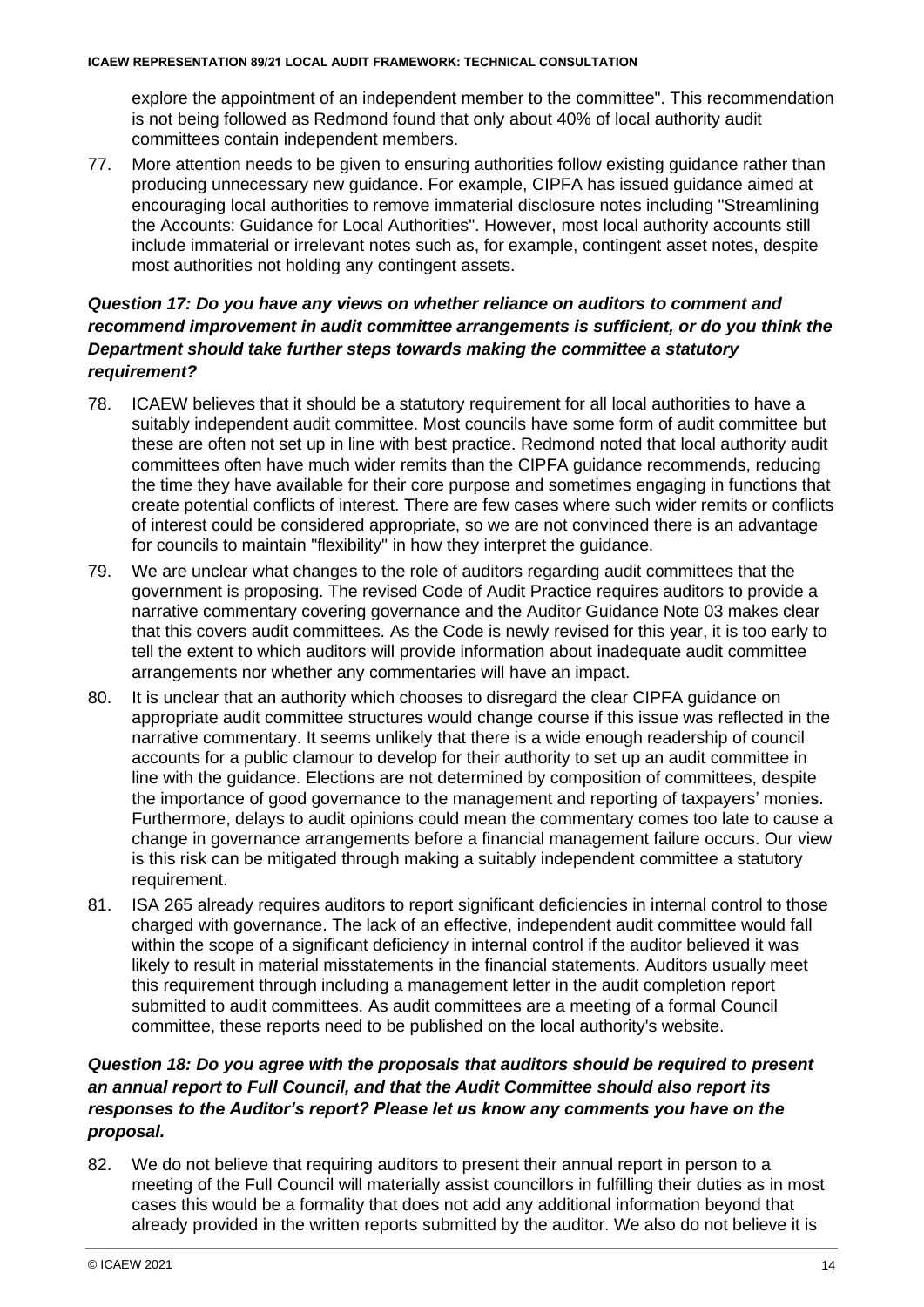explore the appointment of an independent member to the committee". This recommendation is not being followed as Redmond found that only about 40% of local authority audit committees contain independent members.

77. More attention needs to be given to ensuring authorities follow existing guidance rather than producing unnecessary new guidance. For example, CIPFA has issued guidance aimed at encouraging local authorities to remove immaterial disclosure notes including "Streamlining the Accounts: Guidance for Local Authorities". However, most local authority accounts still include immaterial or irrelevant notes such as, for example, contingent asset notes, despite most authorities not holding any contingent assets.

***Question 17: Do you have any views on whether reliance on auditors to comment and recommend improvement in audit committee arrangements is sufficient, or do you think the Department should take further steps towards making the committee a statutory requirement?***

78. ICAEW believes that it should be a statutory requirement for all local authorities to have a suitably independent audit committee. Most councils have some form of audit committee but these are often not set up in line with best practice. Redmond noted that local authority audit committees often have much wider remits than the CIPFA guidance recommends, reducing the time they have available for their core purpose and sometimes engaging in functions that create potential conflicts of interest. There are few cases where such wider remits or conflicts of interest could be considered appropriate, so we are not convinced there is an advantage for councils to maintain "flexibility" in how they interpret the guidance.

79. We are unclear what changes to the role of auditors regarding audit committees that the government is proposing. The revised Code of Audit Practice requires auditors to provide a narrative commentary covering governance and the Auditor Guidance Note 03 makes clear that this covers audit committees. As the Code is newly revised for this year, it is too early to tell the extent to which auditors will provide information about inadequate audit committee arrangements nor whether any commentaries will have an impact.

80. It is unclear that an authority which chooses to disregard the clear CIPFA guidance on appropriate audit committee structures would change course if this issue was reflected in the narrative commentary. It seems unlikely that there is a wide enough readership of council accounts for a public clamour to develop for their authority to set up an audit committee in line with the guidance. Elections are not determined by composition of committees, despite the importance of good governance to the management and reporting of taxpayers' monies. Furthermore, delays to audit opinions could mean the commentary comes too late to cause a change in governance arrangements before a financial management failure occurs. Our view is this risk can be mitigated through making a suitably independent committee a statutory requirement.

81. ISA 265 already requires auditors to report significant deficiencies in internal control to those charged with governance. The lack of an effective, independent audit committee would fall within the scope of a significant deficiency in internal control if the auditor believed it was likely to result in material misstatements in the financial statements. Auditors usually meet this requirement through including a management letter in the audit completion report submitted to audit committees. As audit committees are a meeting of a formal Council committee, these reports need to be published on the local authority's website.

***Question 18: Do you agree with the proposals that auditors should be required to present an annual report to Full Council, and that the Audit Committee should also report its responses to the Auditor's report? Please let us know any comments you have on the proposal.***

82. We do not believe that requiring auditors to present their annual report in person to a meeting of the Full Council will materially assist councillors in fulfilling their duties as in most cases this would be a formality that does not add any additional information beyond that already provided in the written reports submitted by the auditor. We also do not believe it is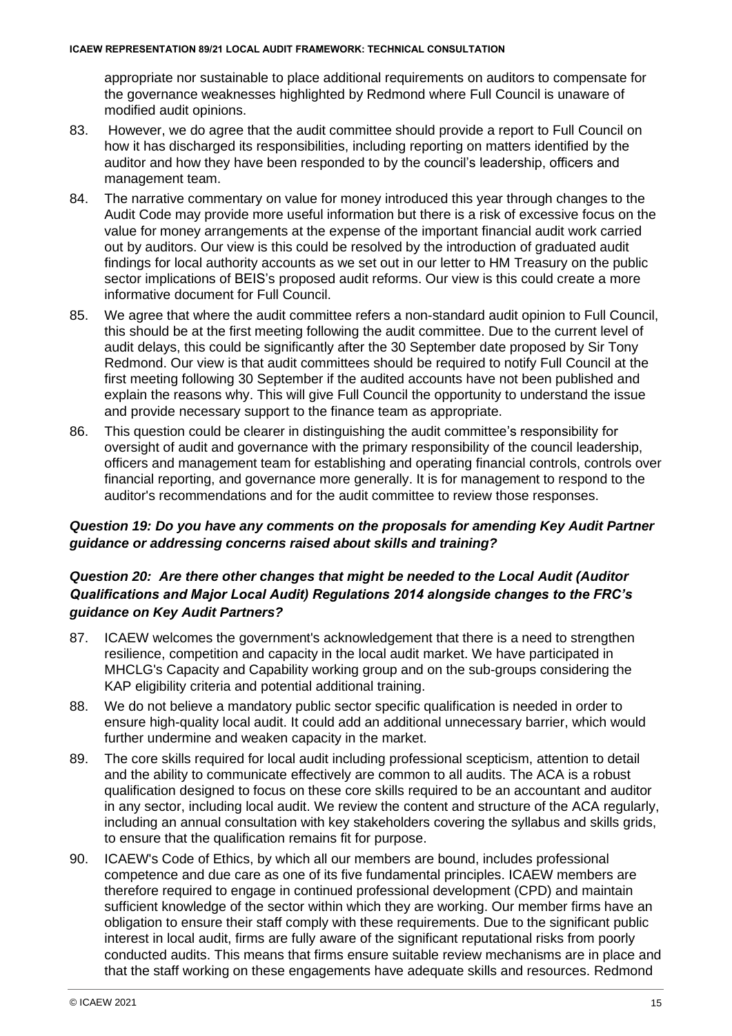appropriate nor sustainable to place additional requirements on auditors to compensate for the governance weaknesses highlighted by Redmond where Full Council is unaware of modified audit opinions.

83. However, we do agree that the audit committee should provide a report to Full Council on how it has discharged its responsibilities, including reporting on matters identified by the auditor and how they have been responded to by the council's leadership, officers and management team.

84. The narrative commentary on value for money introduced this year through changes to the Audit Code may provide more useful information but there is a risk of excessive focus on the value for money arrangements at the expense of the important financial audit work carried out by auditors. Our view is this could be resolved by the introduction of graduated audit findings for local authority accounts as we set out in our letter to HM Treasury on the public sector implications of BEIS's proposed audit reforms. Our view is this could create a more informative document for Full Council.

85. We agree that where the audit committee refers a non-standard audit opinion to Full Council, this should be at the first meeting following the audit committee. Due to the current level of audit delays, this could be significantly after the 30 September date proposed by Sir Tony Redmond. Our view is that audit committees should be required to notify Full Council at the first meeting following 30 September if the audited accounts have not been published and explain the reasons why. This will give Full Council the opportunity to understand the issue and provide necessary support to the finance team as appropriate.

86. This question could be clearer in distinguishing the audit committee's responsibility for oversight of audit and governance with the primary responsibility of the council leadership, officers and management team for establishing and operating financial controls, controls over financial reporting, and governance more generally. It is for management to respond to the auditor's recommendations and for the audit committee to review those responses.

***Question 19: Do you have any comments on the proposals for amending Key Audit Partner guidance or addressing concerns raised about skills and training?***

***Question 20: Are there other changes that might be needed to the Local Audit (Auditor Qualifications and Major Local Audit) Regulations 2014 alongside changes to the FRC's guidance on Key Audit Partners?***

87. ICAEW welcomes the government's acknowledgement that there is a need to strengthen resilience, competition and capacity in the local audit market. We have participated in MHCLG's Capacity and Capability working group and on the sub-groups considering the KAP eligibility criteria and potential additional training.

88. We do not believe a mandatory public sector specific qualification is needed in order to ensure high-quality local audit. It could add an additional unnecessary barrier, which would further undermine and weaken capacity in the market.

89. The core skills required for local audit including professional scepticism, attention to detail and the ability to communicate effectively are common to all audits. The ACA is a robust qualification designed to focus on these core skills required to be an accountant and auditor in any sector, including local audit. We review the content and structure of the ACA regularly, including an annual consultation with key stakeholders covering the syllabus and skills grids, to ensure that the qualification remains fit for purpose.

90. ICAEW's Code of Ethics, by which all our members are bound, includes professional competence and due care as one of its five fundamental principles. ICAEW members are therefore required to engage in continued professional development (CPD) and maintain sufficient knowledge of the sector within which they are working. Our member firms have an obligation to ensure their staff comply with these requirements. Due to the significant public interest in local audit, firms are fully aware of the significant reputational risks from poorly conducted audits. This means that firms ensure suitable review mechanisms are in place and that the staff working on these engagements have adequate skills and resources. Redmond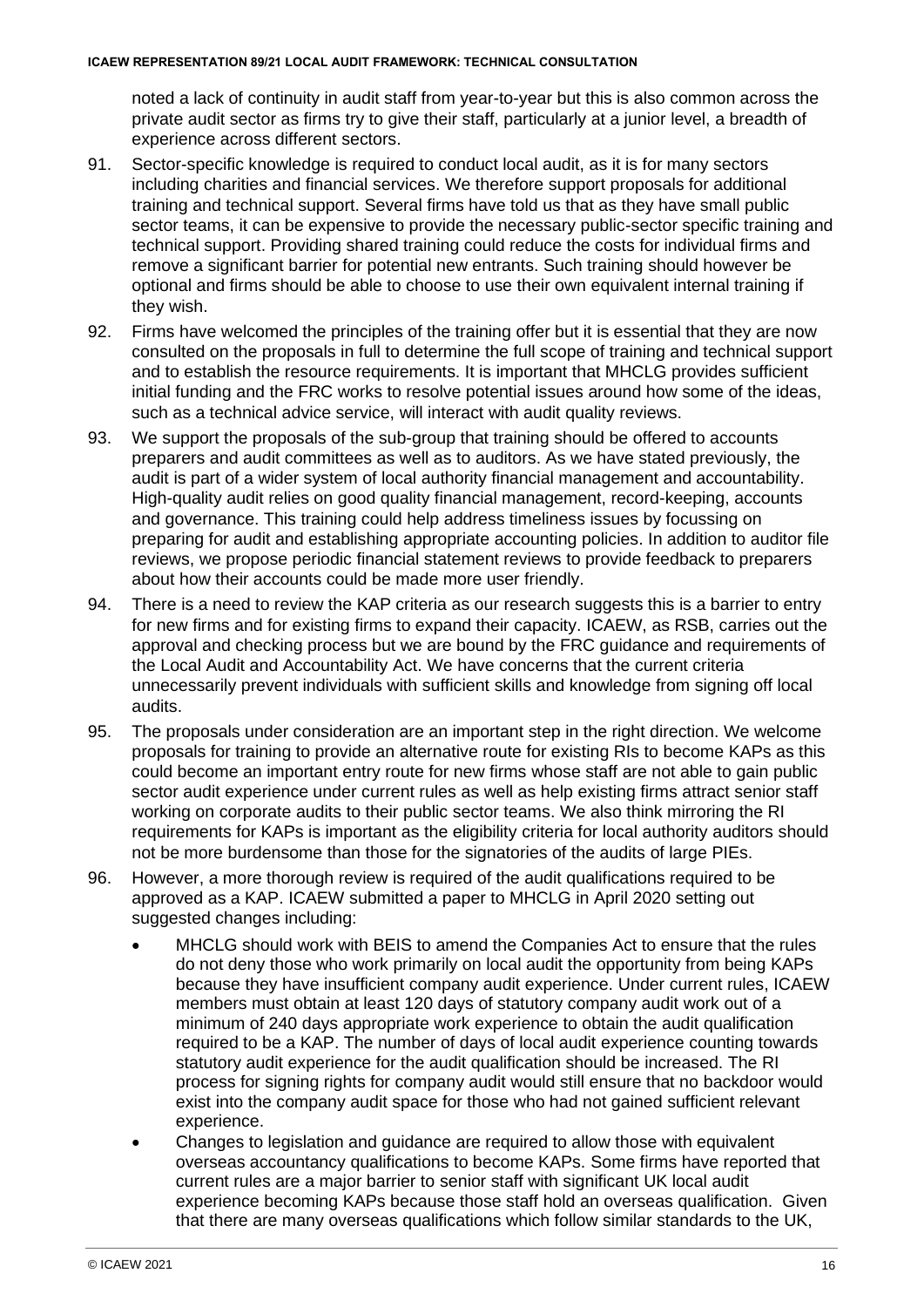noted a lack of continuity in audit staff from year-to-year but this is also common across the private audit sector as firms try to give their staff, particularly at a junior level, a breadth of experience across different sectors.

91. Sector-specific knowledge is required to conduct local audit, as it is for many sectors including charities and financial services. We therefore support proposals for additional training and technical support. Several firms have told us that as they have small public sector teams, it can be expensive to provide the necessary public-sector specific training and technical support. Providing shared training could reduce the costs for individual firms and remove a significant barrier for potential new entrants. Such training should however be optional and firms should be able to choose to use their own equivalent internal training if they wish.

92. Firms have welcomed the principles of the training offer but it is essential that they are now consulted on the proposals in full to determine the full scope of training and technical support and to establish the resource requirements. It is important that MHCLG provides sufficient initial funding and the FRC works to resolve potential issues around how some of the ideas, such as a technical advice service, will interact with audit quality reviews.

93. We support the proposals of the sub-group that training should be offered to accounts preparers and audit committees as well as to auditors. As we have stated previously, the audit is part of a wider system of local authority financial management and accountability. High-quality audit relies on good quality financial management, record-keeping, accounts and governance. This training could help address timeliness issues by focussing on preparing for audit and establishing appropriate accounting policies. In addition to auditor file reviews, we propose periodic financial statement reviews to provide feedback to preparers about how their accounts could be made more user friendly.

94. There is a need to review the KAP criteria as our research suggests this is a barrier to entry for new firms and for existing firms to expand their capacity. ICAEW, as RSB, carries out the approval and checking process but we are bound by the FRC guidance and requirements of the Local Audit and Accountability Act. We have concerns that the current criteria unnecessarily prevent individuals with sufficient skills and knowledge from signing off local audits.

95. The proposals under consideration are an important step in the right direction. We welcome proposals for training to provide an alternative route for existing RIs to become KAPs as this could become an important entry route for new firms whose staff are not able to gain public sector audit experience under current rules as well as help existing firms attract senior staff working on corporate audits to their public sector teams. We also think mirroring the RI requirements for KAPs is important as the eligibility criteria for local authority auditors should not be more burdensome than those for the signatories of the audits of large PIEs.

96. However, a more thorough review is required of the audit qualifications required to be approved as a KAP. ICAEW submitted a paper to MHCLG in April 2020 setting out suggested changes including:
    - MHCLG should work with BEIS to amend the Companies Act to ensure that the rules do not deny those who work primarily on local audit the opportunity from being KAPs because they have insufficient company audit experience. Under current rules, ICAEW members must obtain at least 120 days of statutory company audit work out of a minimum of 240 days appropriate work experience to obtain the audit qualification required to be a KAP. The number of days of local audit experience counting towards statutory audit experience for the audit qualification should be increased. The RI process for signing rights for company audit would still ensure that no backdoor would exist into the company audit space for those who had not gained sufficient relevant experience.
    - Changes to legislation and guidance are required to allow those with equivalent overseas accountancy qualifications to become KAPs. Some firms have reported that current rules are a major barrier to senior staff with significant UK local audit experience becoming KAPs because those staff hold an overseas qualification. Given that there are many overseas qualifications which follow similar standards to the UK,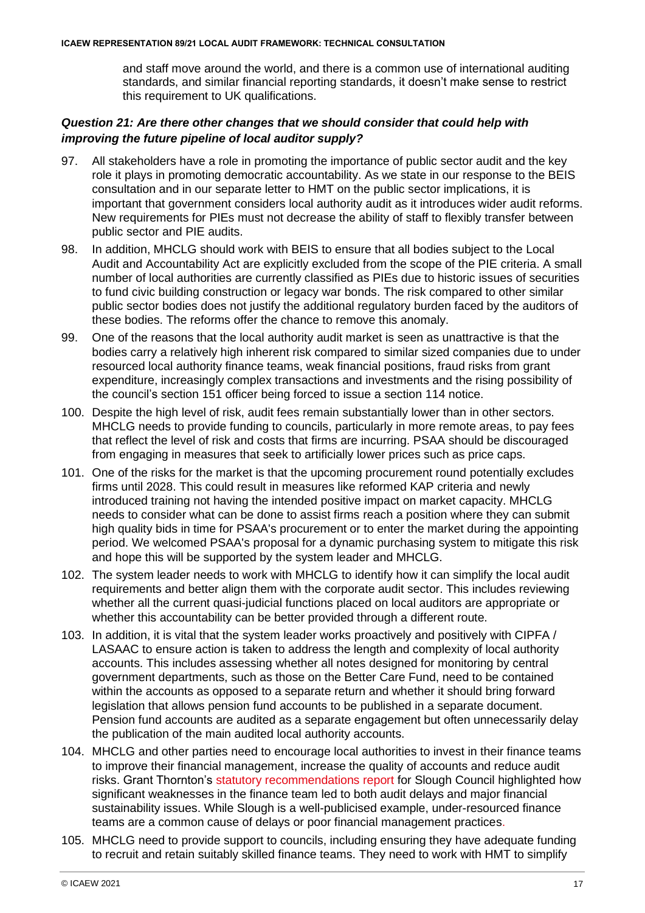and staff move around the world, and there is a common use of international auditing standards, and similar financial reporting standards, it doesn't make sense to restrict this requirement to UK qualifications.

***Question 21: Are there other changes that we should consider that could help with improving the future pipeline of local auditor supply?***

97. All stakeholders have a role in promoting the importance of public sector audit and the key role it plays in promoting democratic accountability. As we state in our response to the BEIS consultation and in our separate letter to HMT on the public sector implications, it is important that government considers local authority audit as it introduces wider audit reforms. New requirements for PIEs must not decrease the ability of staff to flexibly transfer between public sector and PIE audits.
98. In addition, MHCLG should work with BEIS to ensure that all bodies subject to the Local Audit and Accountability Act are explicitly excluded from the scope of the PIE criteria. A small number of local authorities are currently classified as PIEs due to historic issues of securities to fund civic building construction or legacy war bonds. The risk compared to other similar public sector bodies does not justify the additional regulatory burden faced by the auditors of these bodies. The reforms offer the chance to remove this anomaly.
99. One of the reasons that the local authority audit market is seen as unattractive is that the bodies carry a relatively high inherent risk compared to similar sized companies due to under resourced local authority finance teams, weak financial positions, fraud risks from grant expenditure, increasingly complex transactions and investments and the rising possibility of the council's section 151 officer being forced to issue a section 114 notice.
100. Despite the high level of risk, audit fees remain substantially lower than in other sectors. MHCLG needs to provide funding to councils, particularly in more remote areas, to pay fees that reflect the level of risk and costs that firms are incurring. PSAA should be discouraged from engaging in measures that seek to artificially lower prices such as price caps.
101. One of the risks for the market is that the upcoming procurement round potentially excludes firms until 2028. This could result in measures like reformed KAP criteria and newly introduced training not having the intended positive impact on market capacity. MHCLG needs to consider what can be done to assist firms reach a position where they can submit high quality bids in time for PSAA's procurement or to enter the market during the appointing period. We welcomed PSAA's proposal for a dynamic purchasing system to mitigate this risk and hope this will be supported by the system leader and MHCLG.
102. The system leader needs to work with MHCLG to identify how it can simplify the local audit requirements and better align them with the corporate audit sector. This includes reviewing whether all the current quasi-judicial functions placed on local auditors are appropriate or whether this accountability can be better provided through a different route.
103. In addition, it is vital that the system leader works proactively and positively with CIPFA / LASAAC to ensure action is taken to address the length and complexity of local authority accounts. This includes assessing whether all notes designed for monitoring by central government departments, such as those on the Better Care Fund, need to be contained within the accounts as opposed to a separate return and whether it should bring forward legislation that allows pension fund accounts to be published in a separate document. Pension fund accounts are audited as a separate engagement but often unnecessarily delay the publication of the main audited local authority accounts.
104. MHCLG and other parties need to encourage local authorities to invest in their finance teams to improve their financial management, increase the quality of accounts and reduce audit risks. Grant Thornton's statutory recommendations report for Slough Council highlighted how significant weaknesses in the finance team led to both audit delays and major financial sustainability issues. While Slough is a well-publicised example, under-resourced finance teams are a common cause of delays or poor financial management practices.
105. MHCLG need to provide support to councils, including ensuring they have adequate funding to recruit and retain suitably skilled finance teams. They need to work with HMT to simplify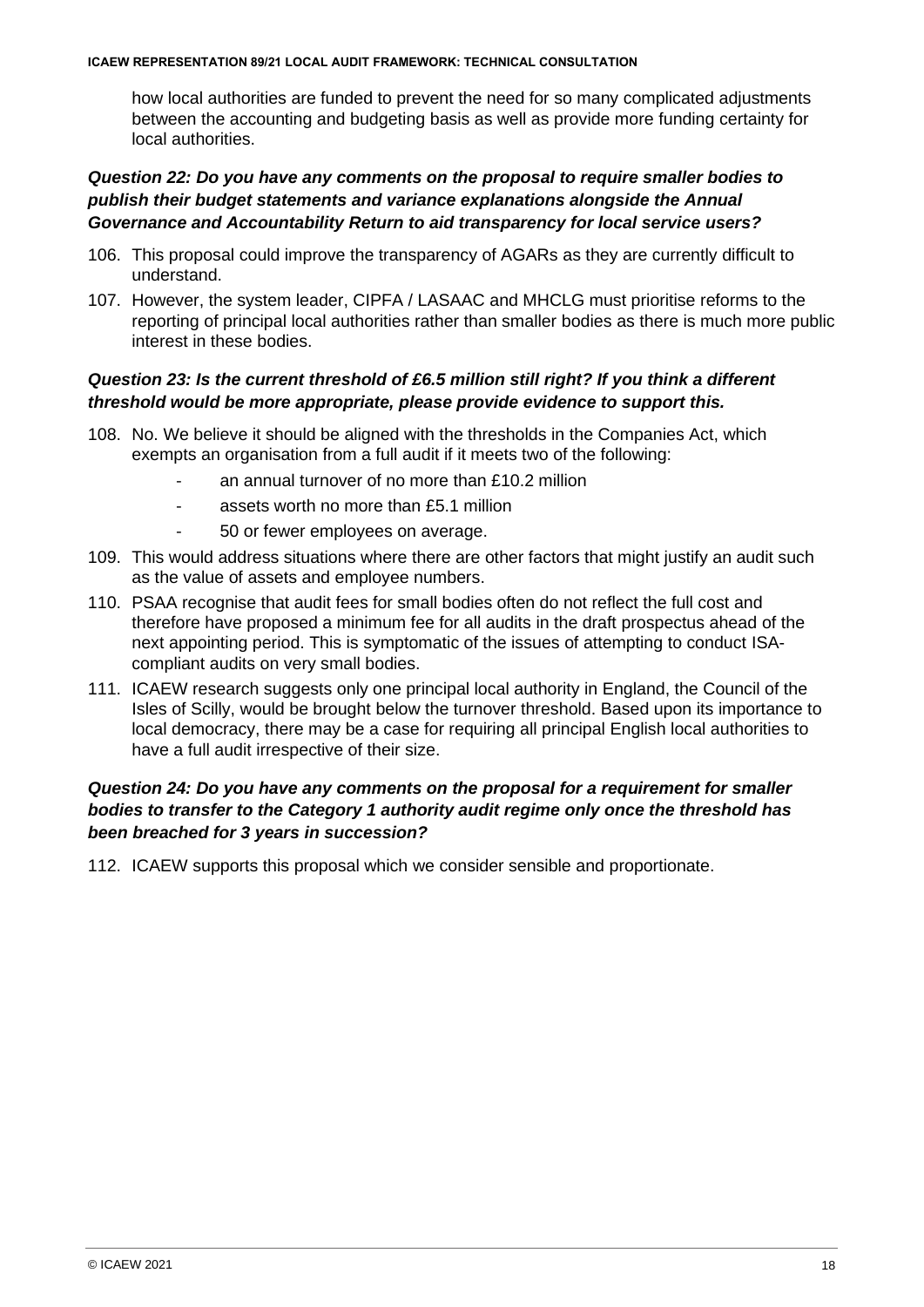how local authorities are funded to prevent the need for so many complicated adjustments between the accounting and budgeting basis as well as provide more funding certainty for local authorities.

***Question 22: Do you have any comments on the proposal to require smaller bodies to publish their budget statements and variance explanations alongside the Annual Governance and Accountability Return to aid transparency for local service users?***

106. This proposal could improve the transparency of AGARs as they are currently difficult to understand.
107. However, the system leader, CIPFA / LASAAC and MHCLG must prioritise reforms to the reporting of principal local authorities rather than smaller bodies as there is much more public interest in these bodies.

***Question 23: Is the current threshold of £6.5 million still right? If you think a different threshold would be more appropriate, please provide evidence to support this.***

108. No. We believe it should be aligned with the thresholds in the Companies Act, which exempts an organisation from a full audit if it meets two of the following:
    - an annual turnover of no more than £10.2 million
    - assets worth no more than £5.1 million
    - 50 or fewer employees on average.
109. This would address situations where there are other factors that might justify an audit such as the value of assets and employee numbers.
110. PSAA recognise that audit fees for small bodies often do not reflect the full cost and therefore have proposed a minimum fee for all audits in the draft prospectus ahead of the next appointing period. This is symptomatic of the issues of attempting to conduct ISA-compliant audits on very small bodies.
111. ICAEW research suggests only one principal local authority in England, the Council of the Isles of Scilly, would be brought below the turnover threshold. Based upon its importance to local democracy, there may be a case for requiring all principal English local authorities to have a full audit irrespective of their size.

***Question 24: Do you have any comments on the proposal for a requirement for smaller bodies to transfer to the Category 1 authority audit regime only once the threshold has been breached for 3 years in succession?***

112. ICAEW supports this proposal which we consider sensible and proportionate.